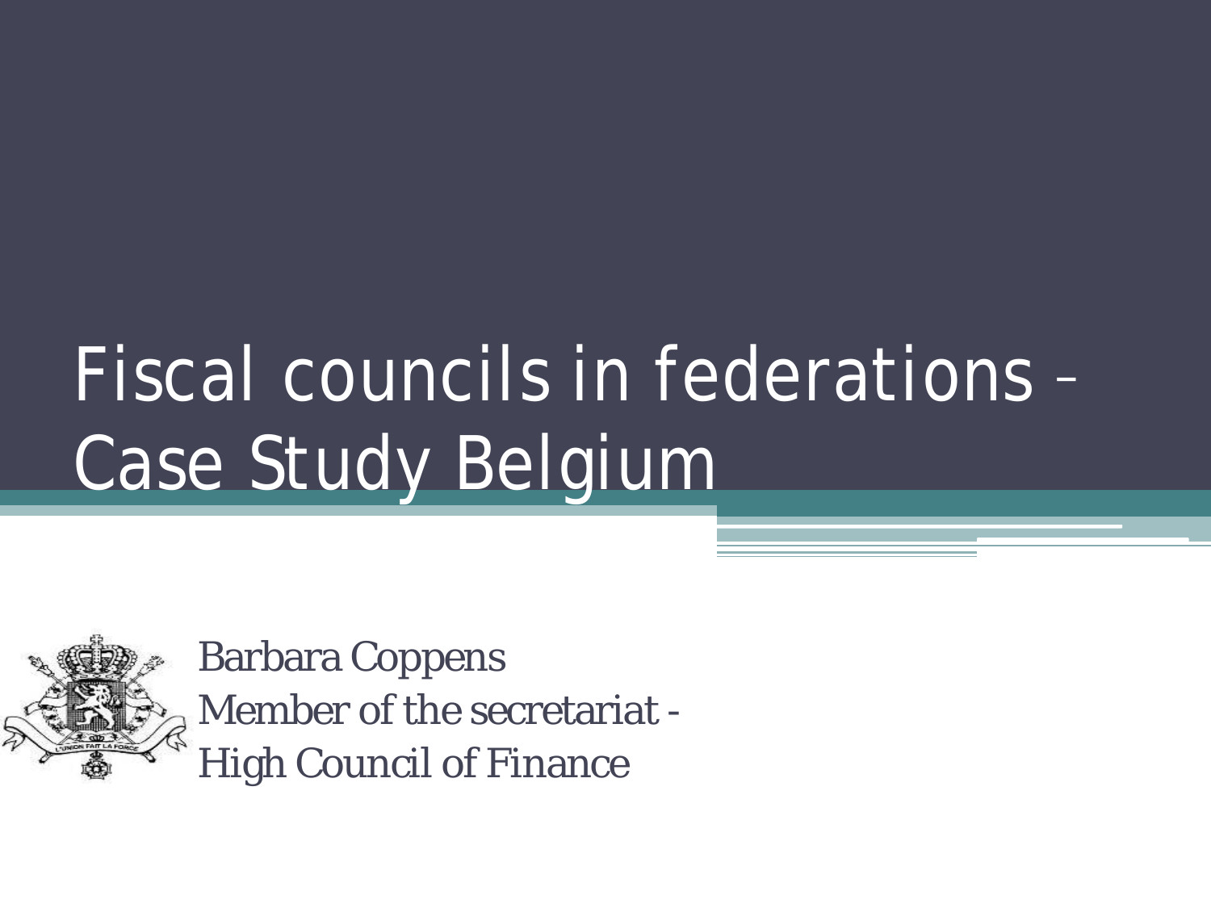# Fiscal councils in federations – Case Study Belgium

Barbara Coppens
Member of the secretariat -
High Council of Finance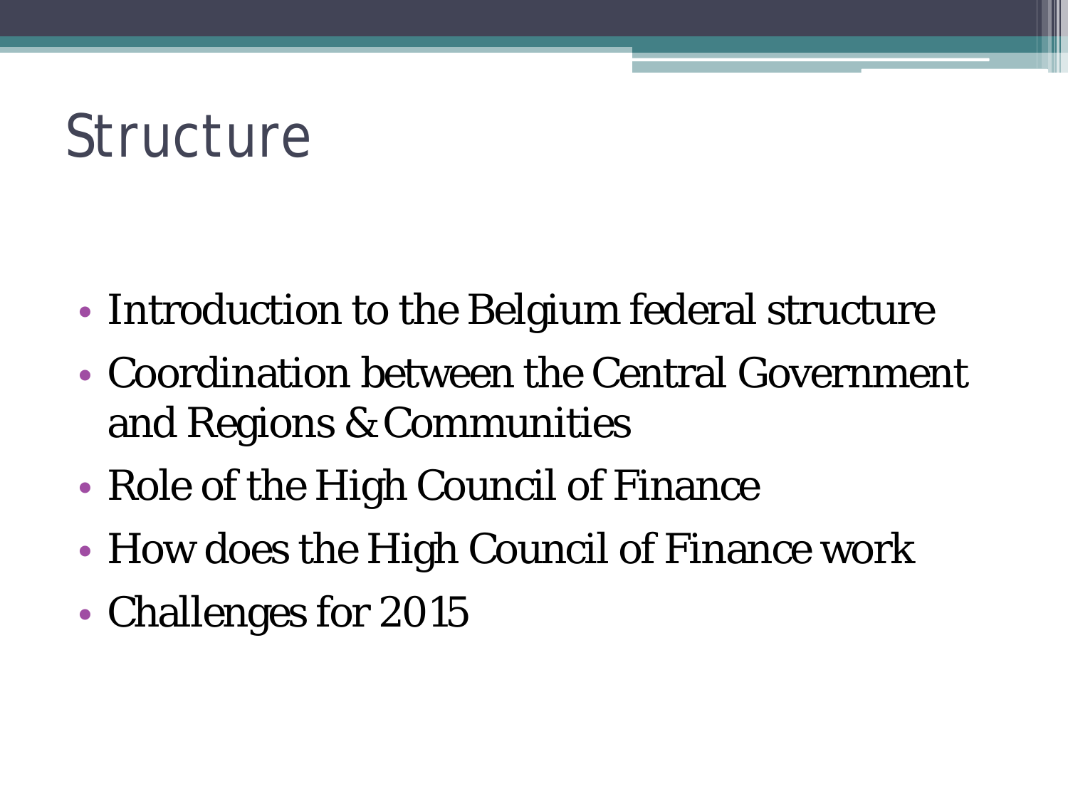# Structure

- Introduction to the Belgium federal structure
- Coordination between the Central Government and Regions & Communities
- Role of the High Council of Finance
- How does the High Council of Finance work
- Challenges for 2015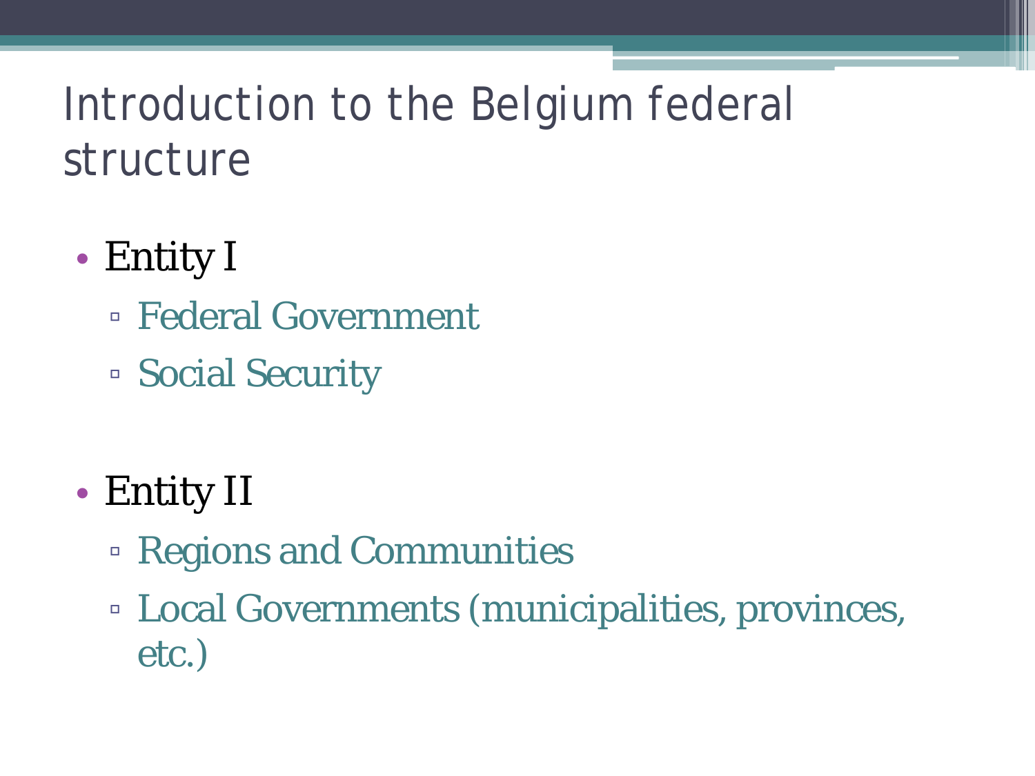# Introduction to the Belgium federal structure

- Entity I
  - Federal Government
  - Social Security
- Entity II
  - Regions and Communities
  - Local Governments (municipalities, provinces, etc.)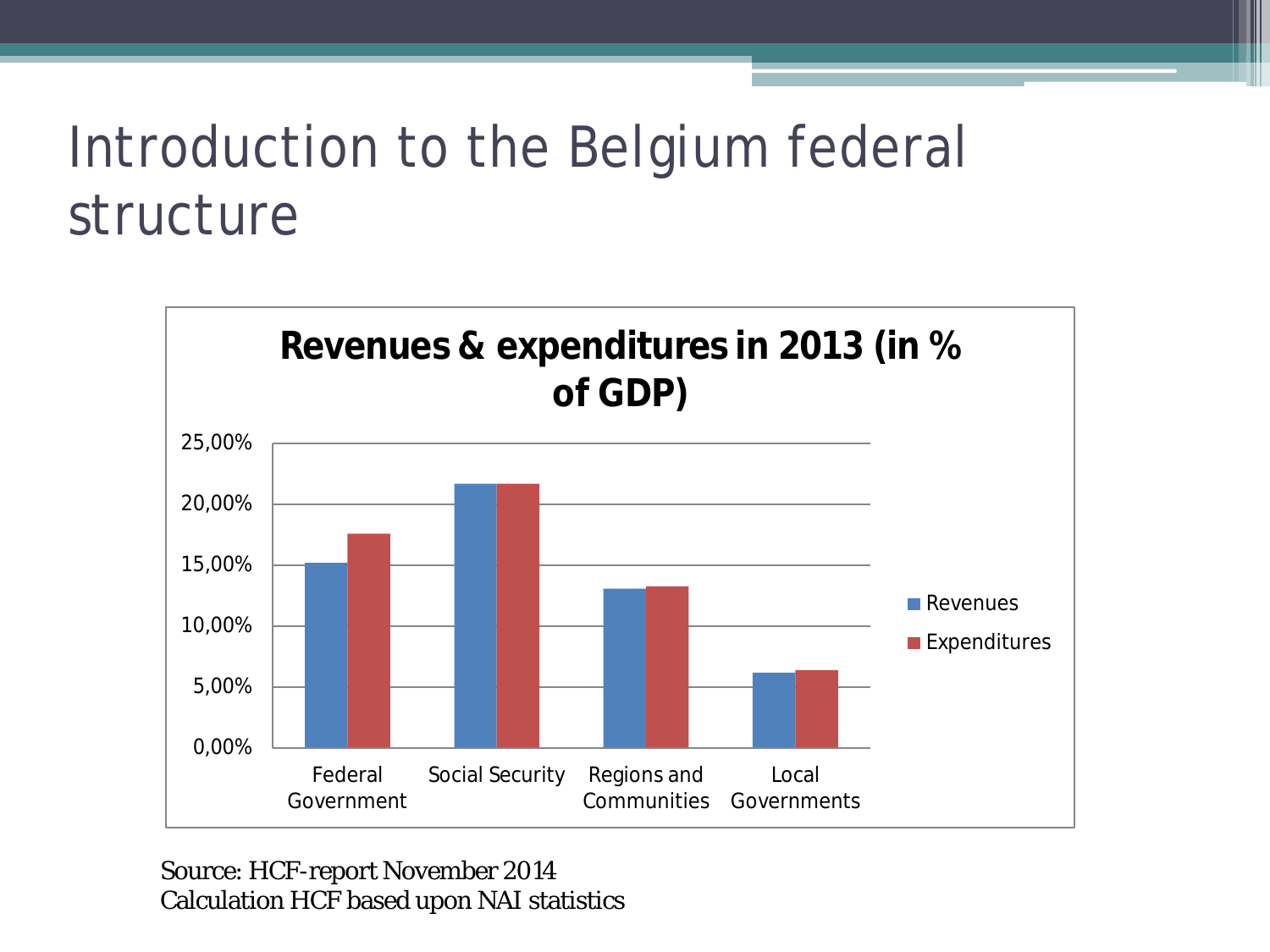# Introduction to the Belgium federal structure

**Revenues & expenditures in 2013 (in % of GDP)**

Source: HCF-report November 2014
Calculation HCF based upon NAI statistics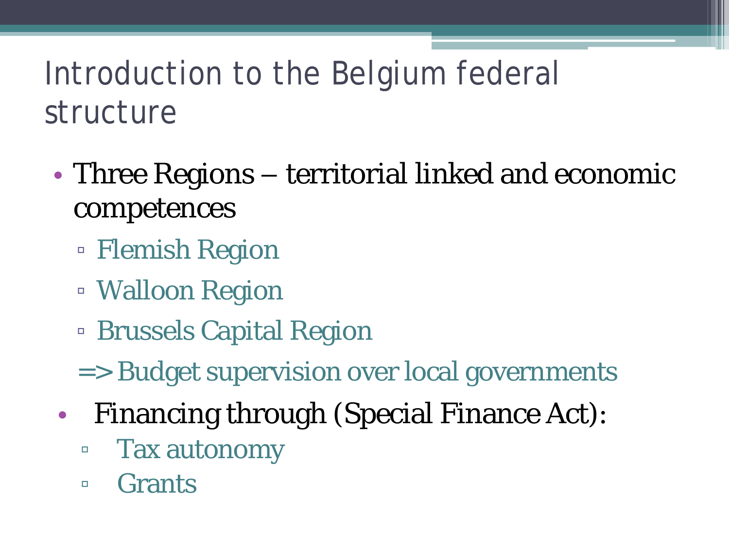# Introduction to the Belgium federal structure

- Three Regions – territorial linked and economic competences
  - Flemish Region
  - Walloon Region
  - Brussels Capital Region

  => Budget supervision over local governments
- Financing through (Special Finance Act):
  - Tax autonomy
  - Grants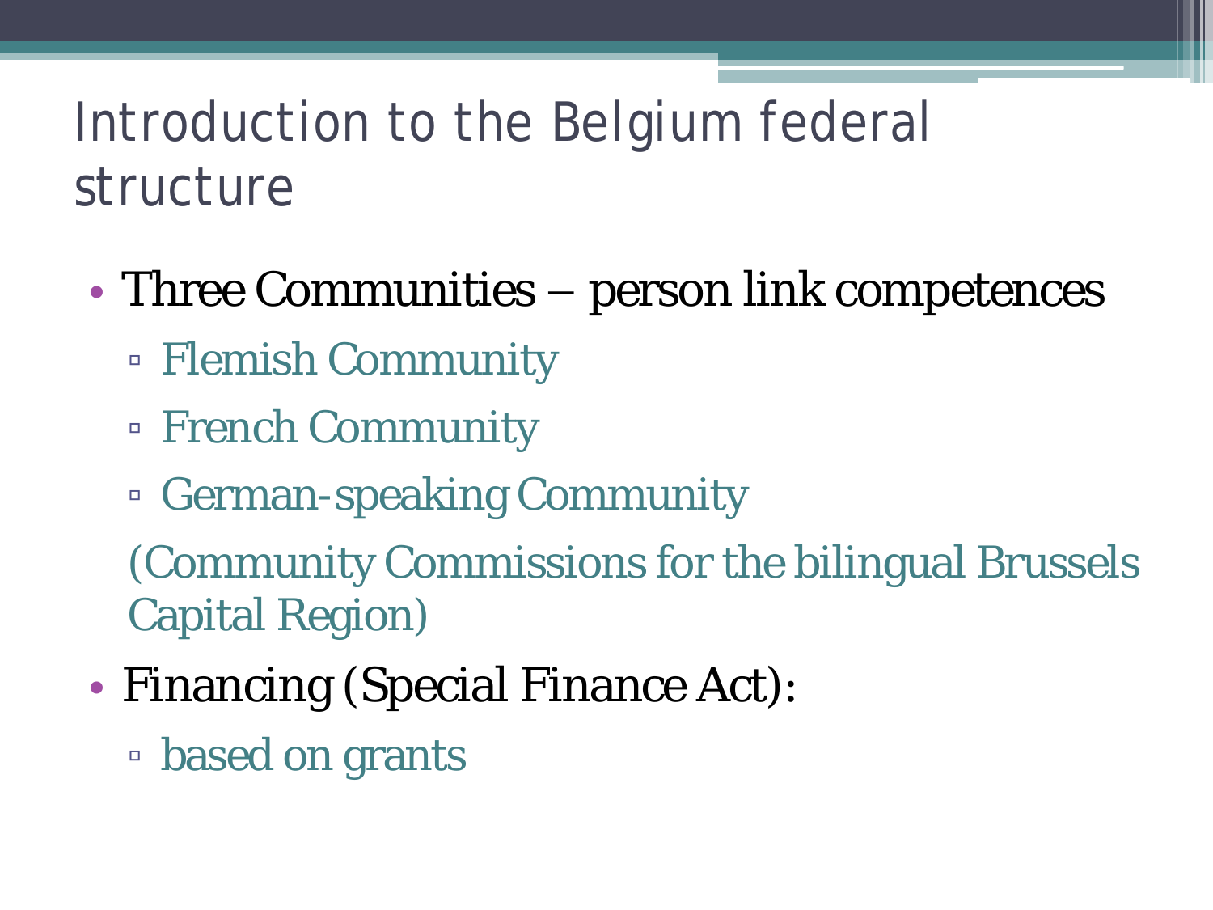# Introduction to the Belgium federal structure

- Three Communities – person link competences
  - Flemish Community
  - French Community
  - German-speaking Community

  (Community Commissions for the bilingual Brussels Capital Region)
- Financing (Special Finance Act):
  - based on grants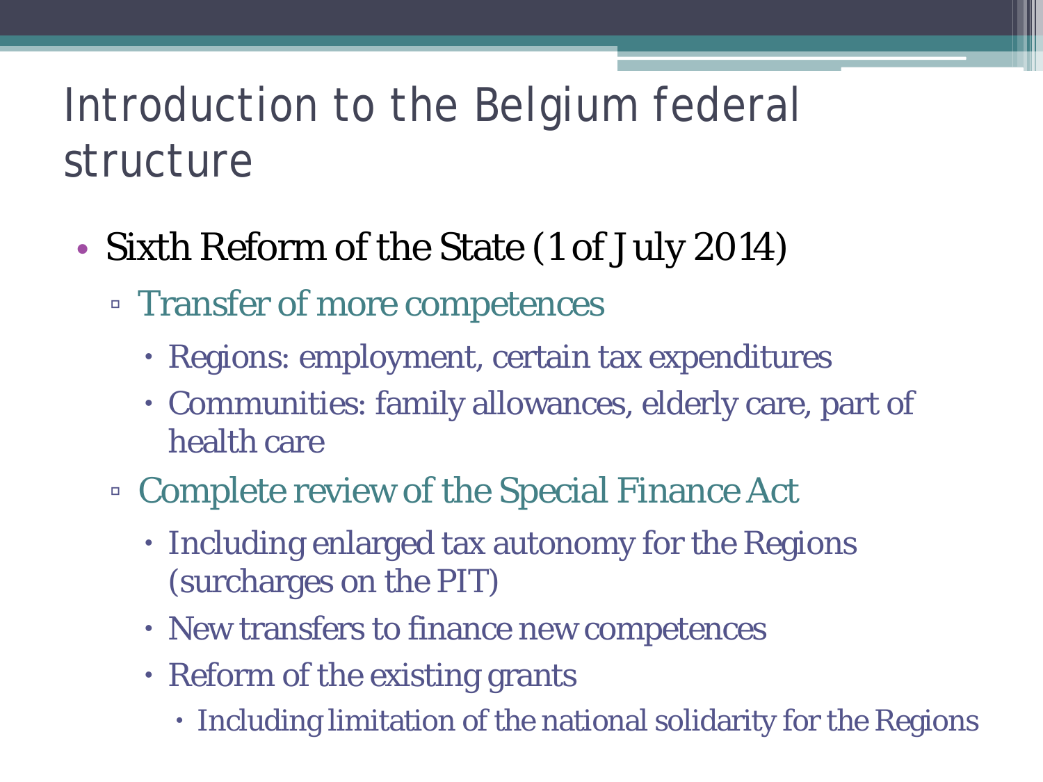# Introduction to the Belgium federal structure

- Sixth Reform of the State (1 of July 2014)
  - Transfer of more competences
    - Regions: employment, certain tax expenditures
    - Communities: family allowances, elderly care, part of health care
  - Complete review of the Special Finance Act
    - Including enlarged tax autonomy for the Regions (surcharges on the PIT)
    - New transfers to finance new competences
    - Reform of the existing grants
      - Including limitation of the national solidarity for the Regions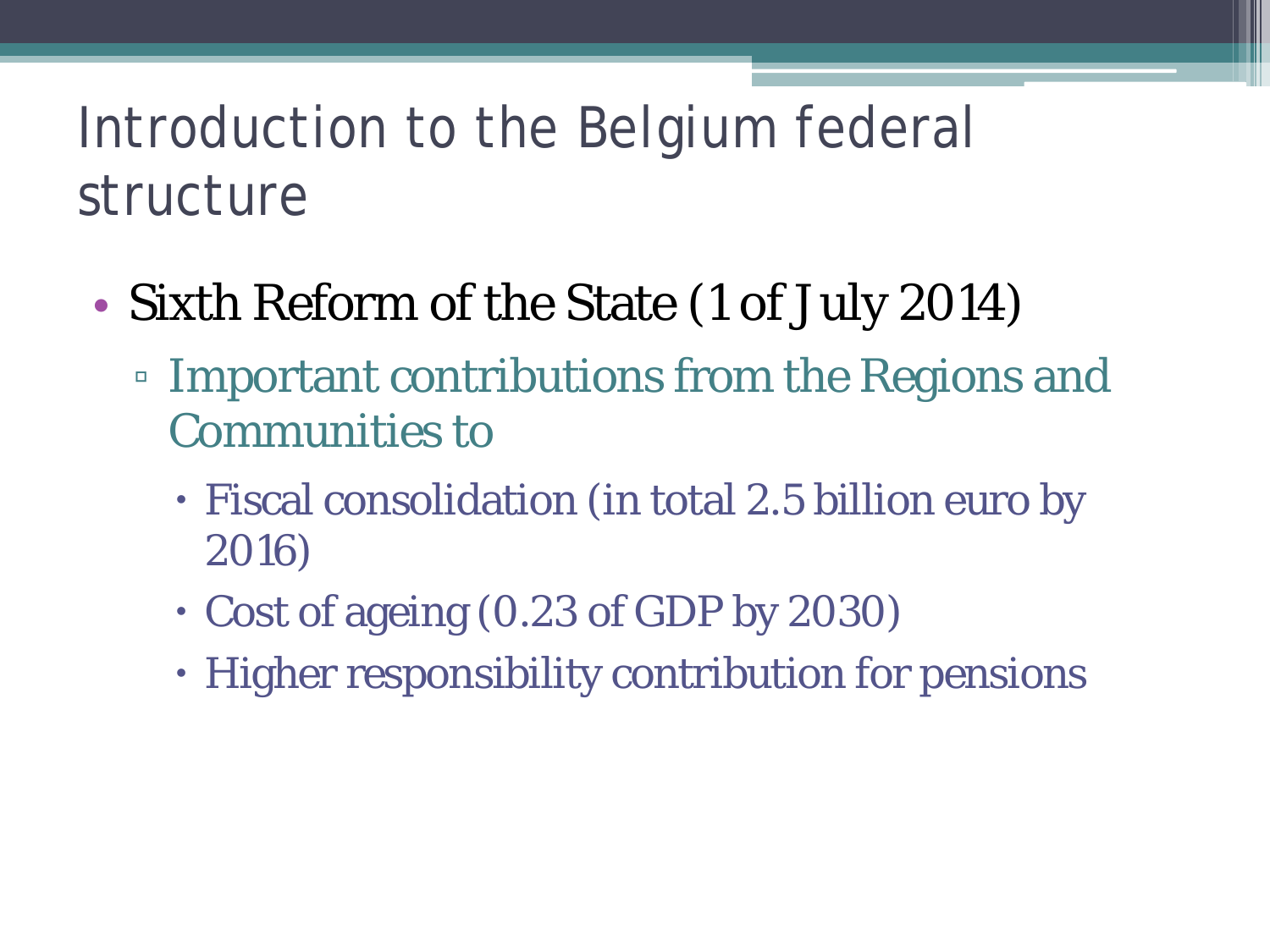# Introduction to the Belgium federal structure

- Sixth Reform of the State (1 of July 2014)
  - Important contributions from the Regions and Communities to
    - Fiscal consolidation (in total 2.5 billion euro by 2016)
    - Cost of ageing (0.23 of GDP by 2030)
    - Higher responsibility contribution for pensions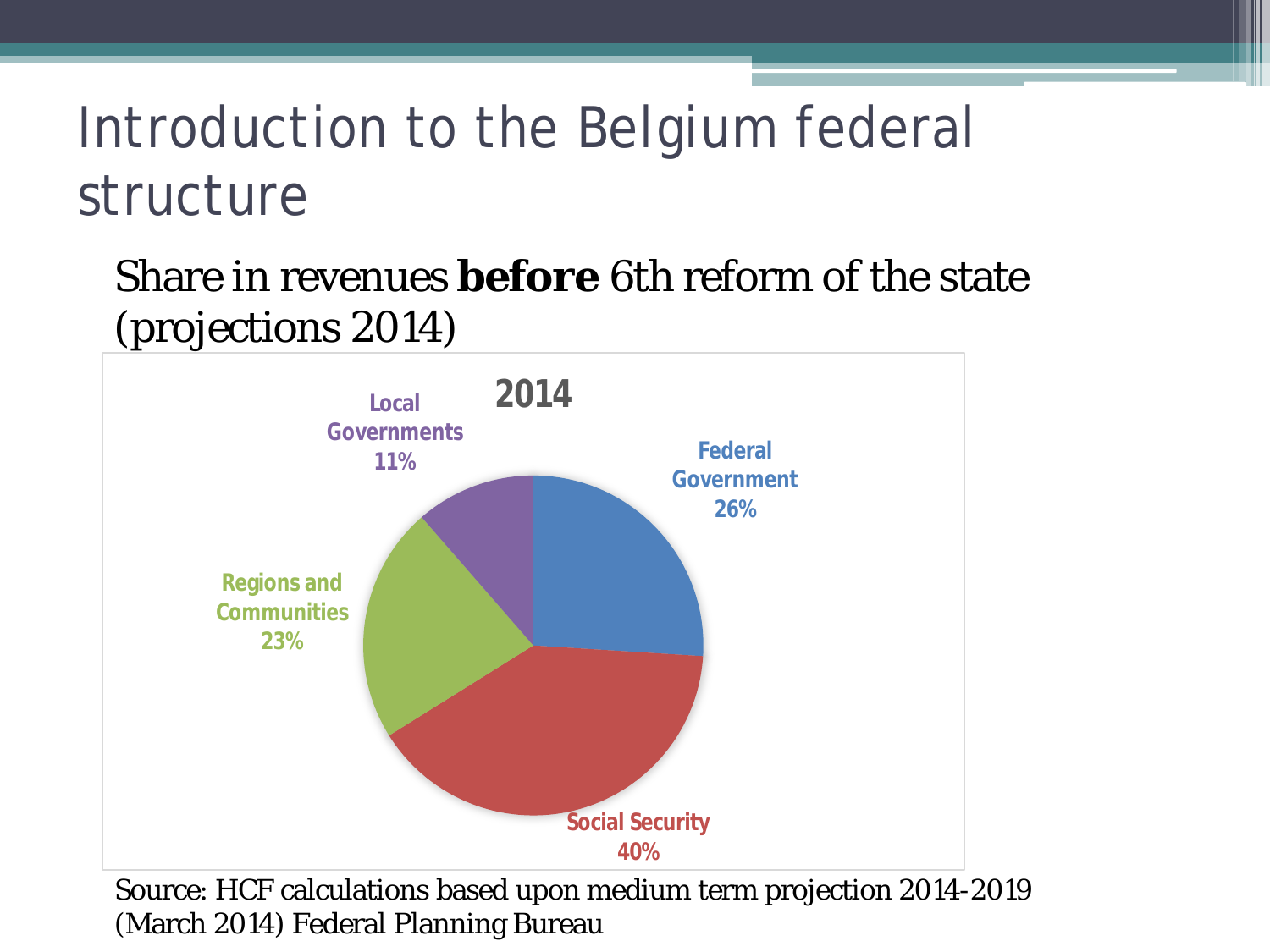# Introduction to the Belgium federal structure

Share in revenues **before** 6th reform of the state (projections 2014)

**2014**

| Category | Share |
| --- | --- |
| Federal Government | 26% |
| Social Security | 40% |
| Regions and Communities | 23% |
| Local Governments | 11% |

Source: HCF calculations based upon medium term projection 2014-2019 (March 2014) Federal Planning Bureau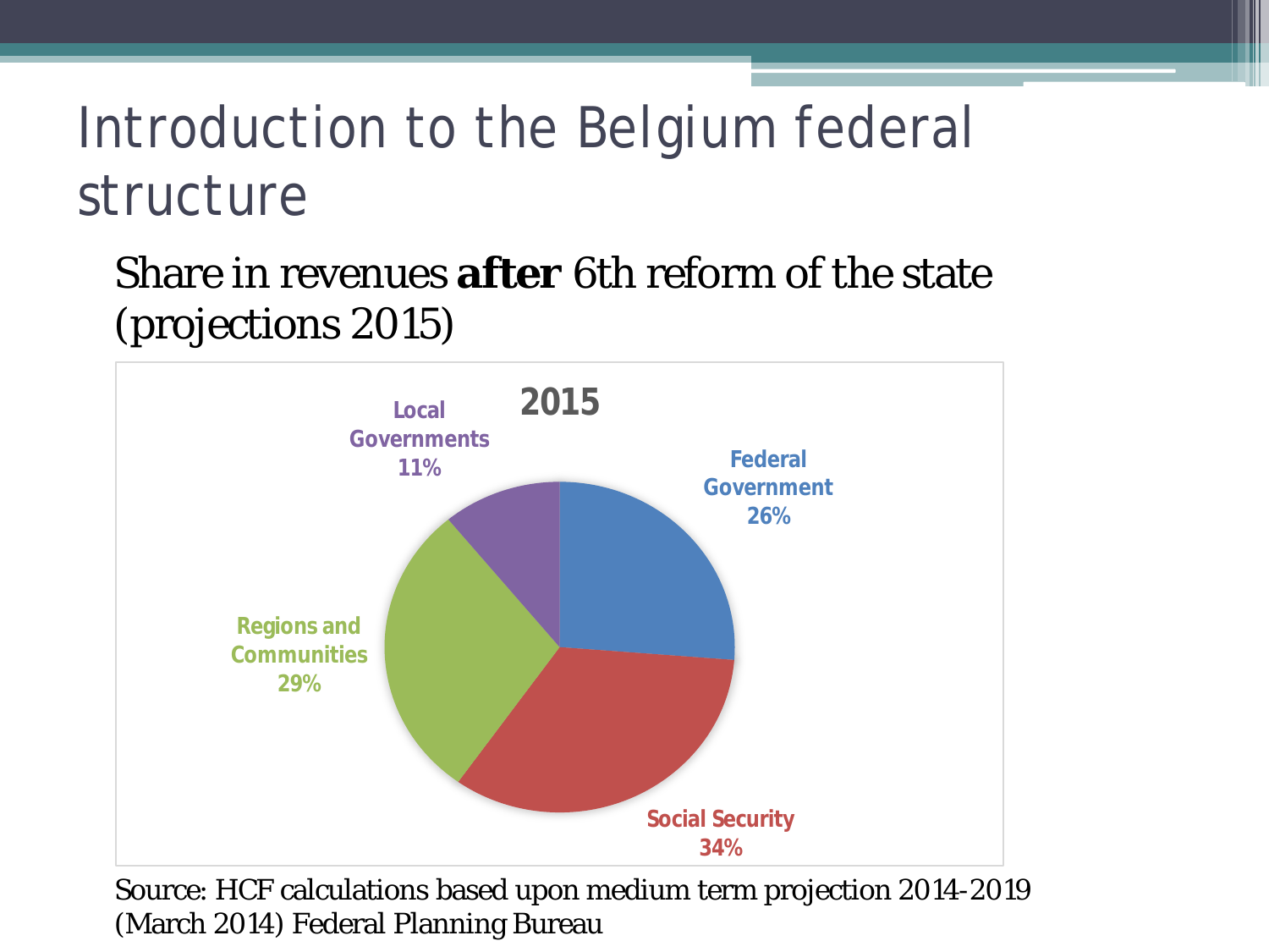# Introduction to the Belgium federal structure

Share in revenues **after** 6th reform of the state (projections 2015)

**2015**

| Entity | Share |
| --- | --- |
| Federal Government | 26% |
| Social Security | 34% |
| Regions and Communities | 29% |
| Local Governments | 11% |

Source: HCF calculations based upon medium term projection 2014-2019 (March 2014) Federal Planning Bureau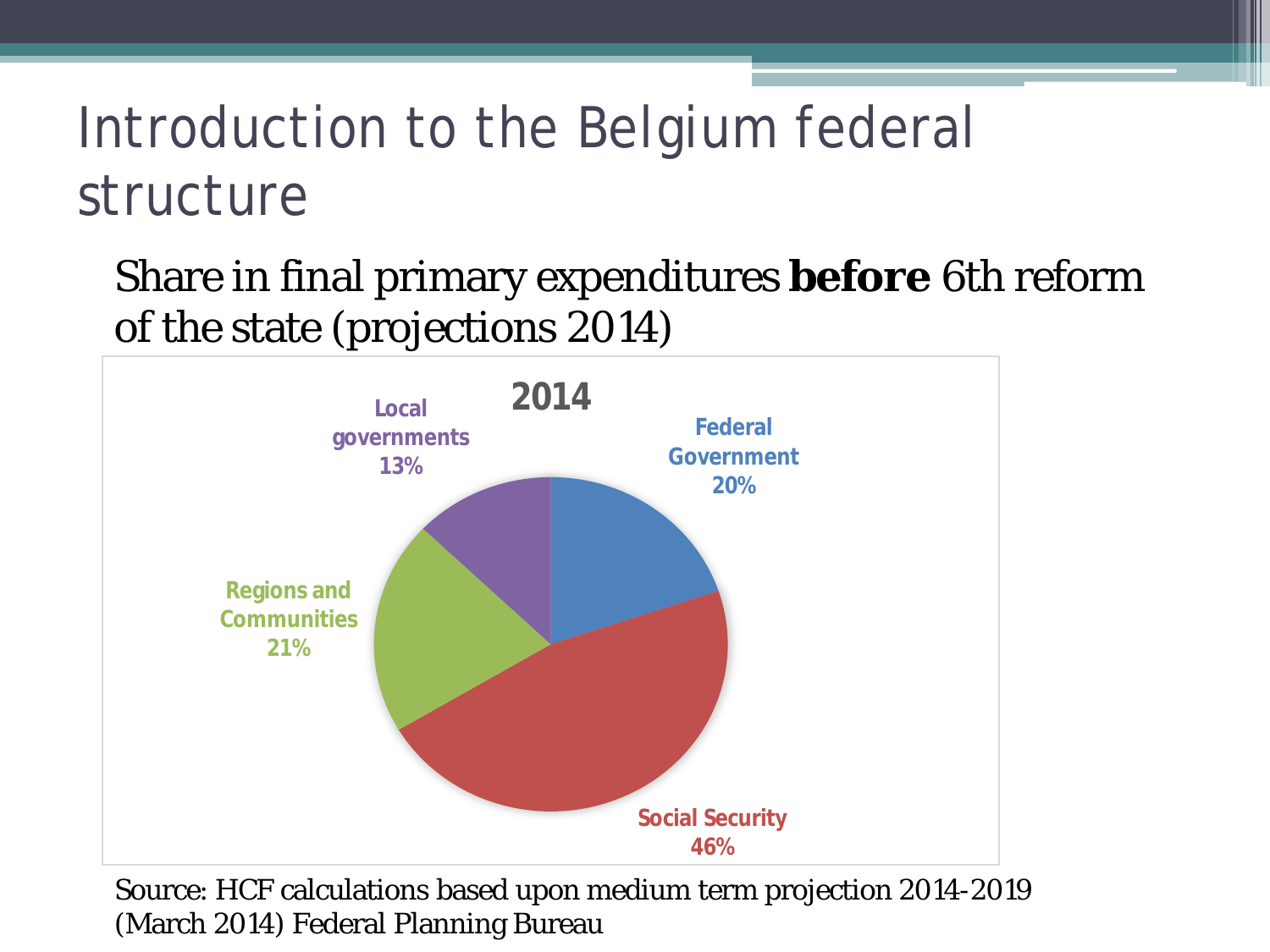# Introduction to the Belgium federal structure

Share in final primary expenditures **before** 6th reform of the state (projections 2014)

**2014**

| Category | Share |
|---|---|
| Federal Government | 20% |
| Social Security | 46% |
| Regions and Communities | 21% |
| Local governments | 13% |

Source: HCF calculations based upon medium term projection 2014-2019 (March 2014) Federal Planning Bureau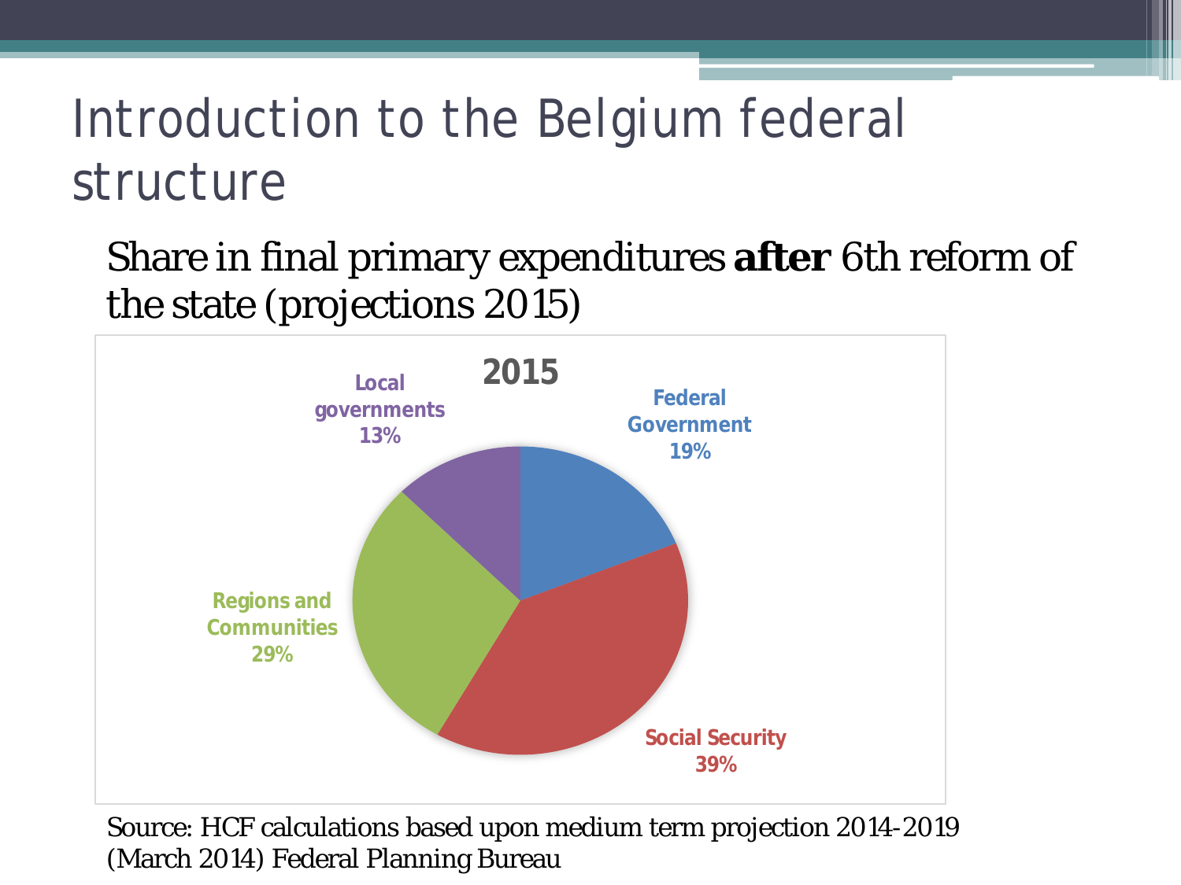# Introduction to the Belgium federal structure

Share in final primary expenditures **after** 6th reform of the state (projections 2015)

2015

Local governments 13%

Federal Government 19%

Regions and Communities 29%

Social Security 39%

Source: HCF calculations based upon medium term projection 2014-2019 (March 2014) Federal Planning Bureau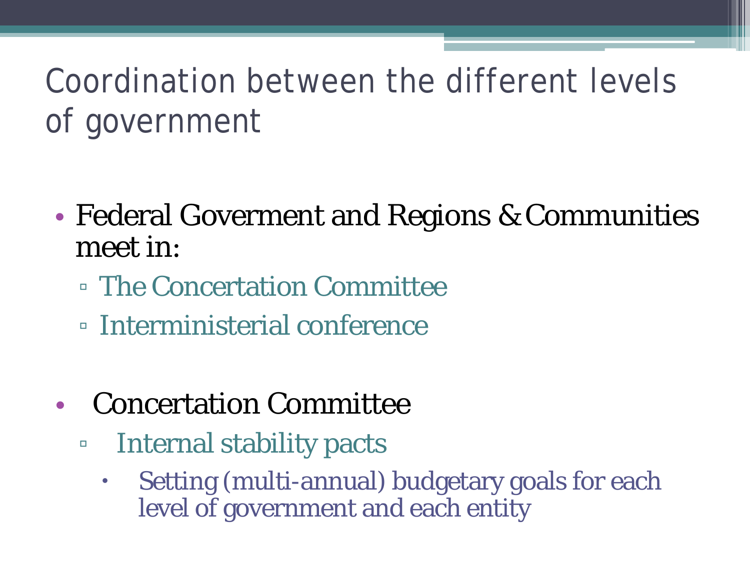# Coordination between the different levels of government

- Federal Goverment and Regions & Communities meet in:
  - The Concertation Committee
  - Interministerial conference

- Concertation Committee
  - Internal stability pacts
    - Setting (multi-annual) budgetary goals for each level of government and each entity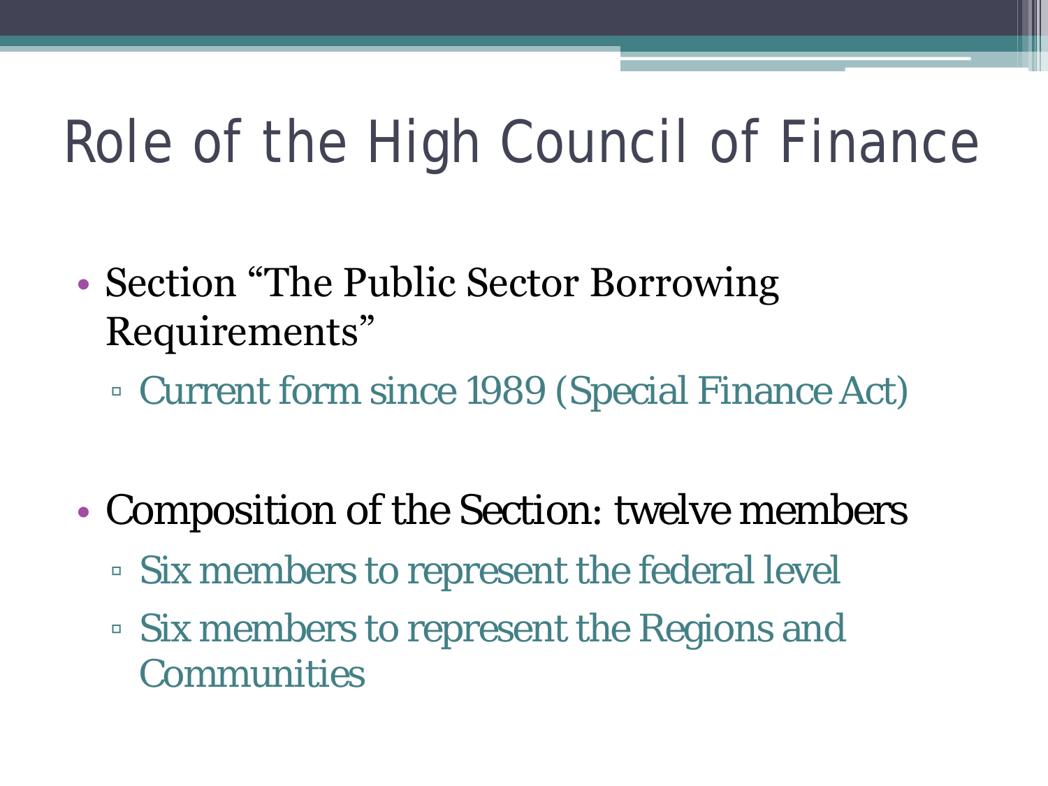# Role of the High Council of Finance

- Section “The Public Sector Borrowing Requirements”
  - Current form since 1989 (Special Finance Act)

- Composition of the Section: twelve members
  - Six members to represent the federal level
  - Six members to represent the Regions and Communities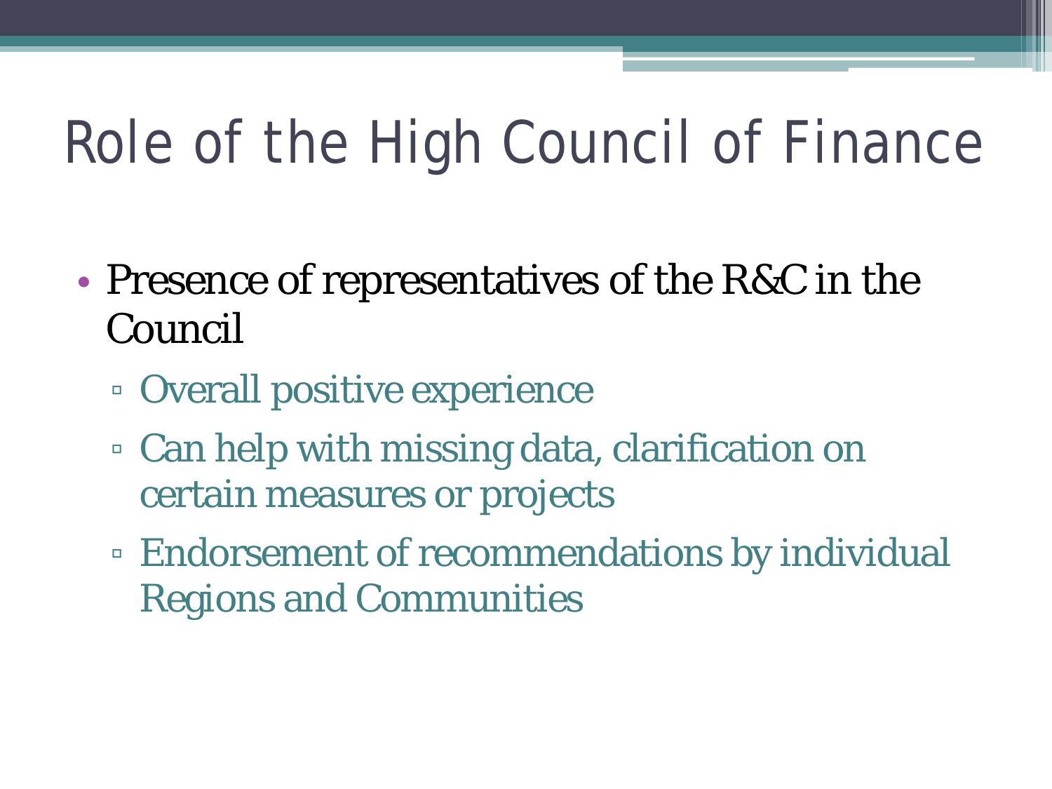# Role of the High Council of Finance

- Presence of representatives of the R&C in the Council
  - Overall positive experience
  - Can help with missing data, clarification on certain measures or projects
  - Endorsement of recommendations by individual Regions and Communities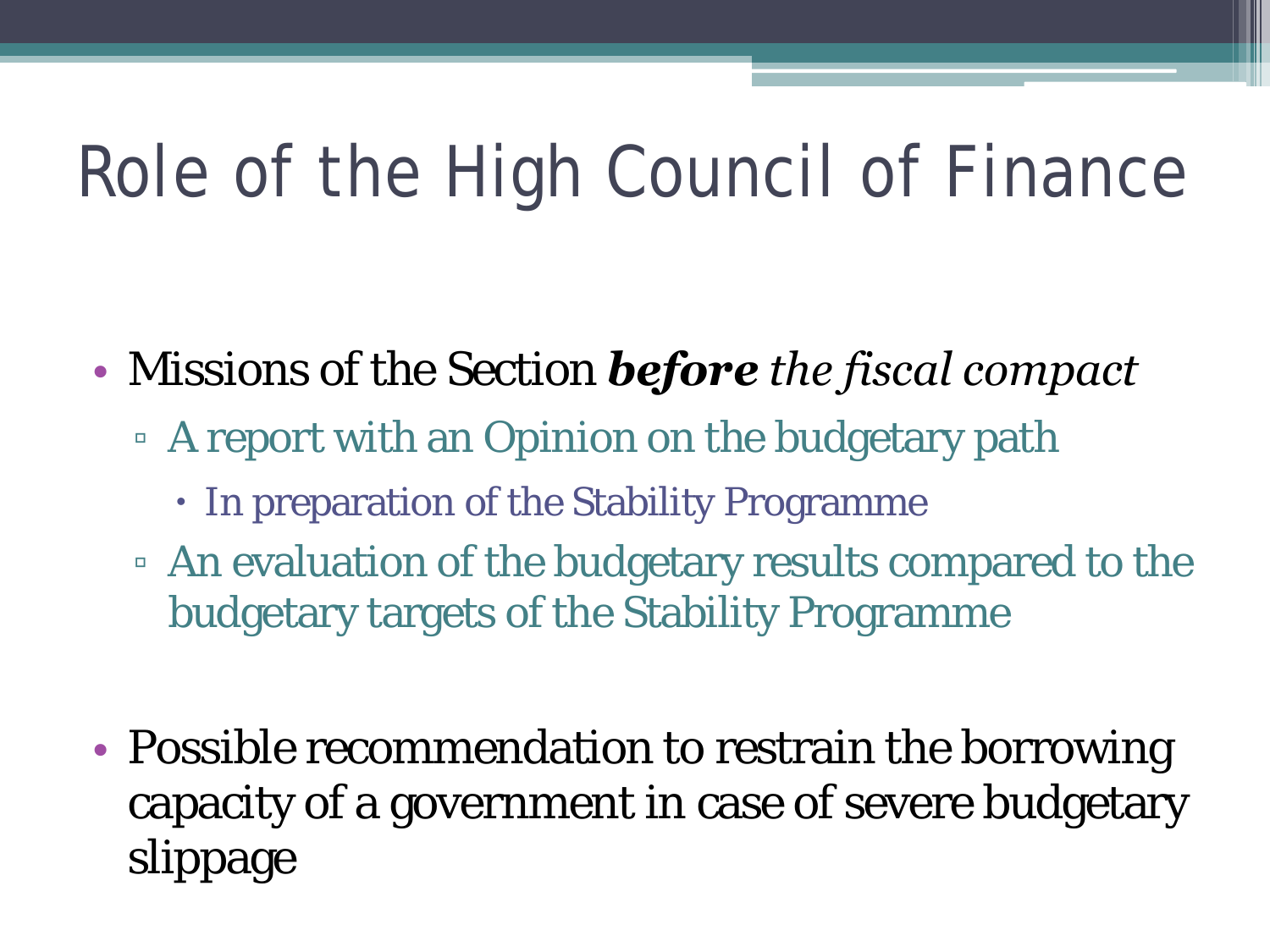# Role of the High Council of Finance

- Missions of the Section ***before*** *the fiscal compact*
  - A report with an Opinion on the budgetary path
    - In preparation of the Stability Programme
  - An evaluation of the budgetary results compared to the budgetary targets of the Stability Programme

- Possible recommendation to restrain the borrowing capacity of a government in case of severe budgetary slippage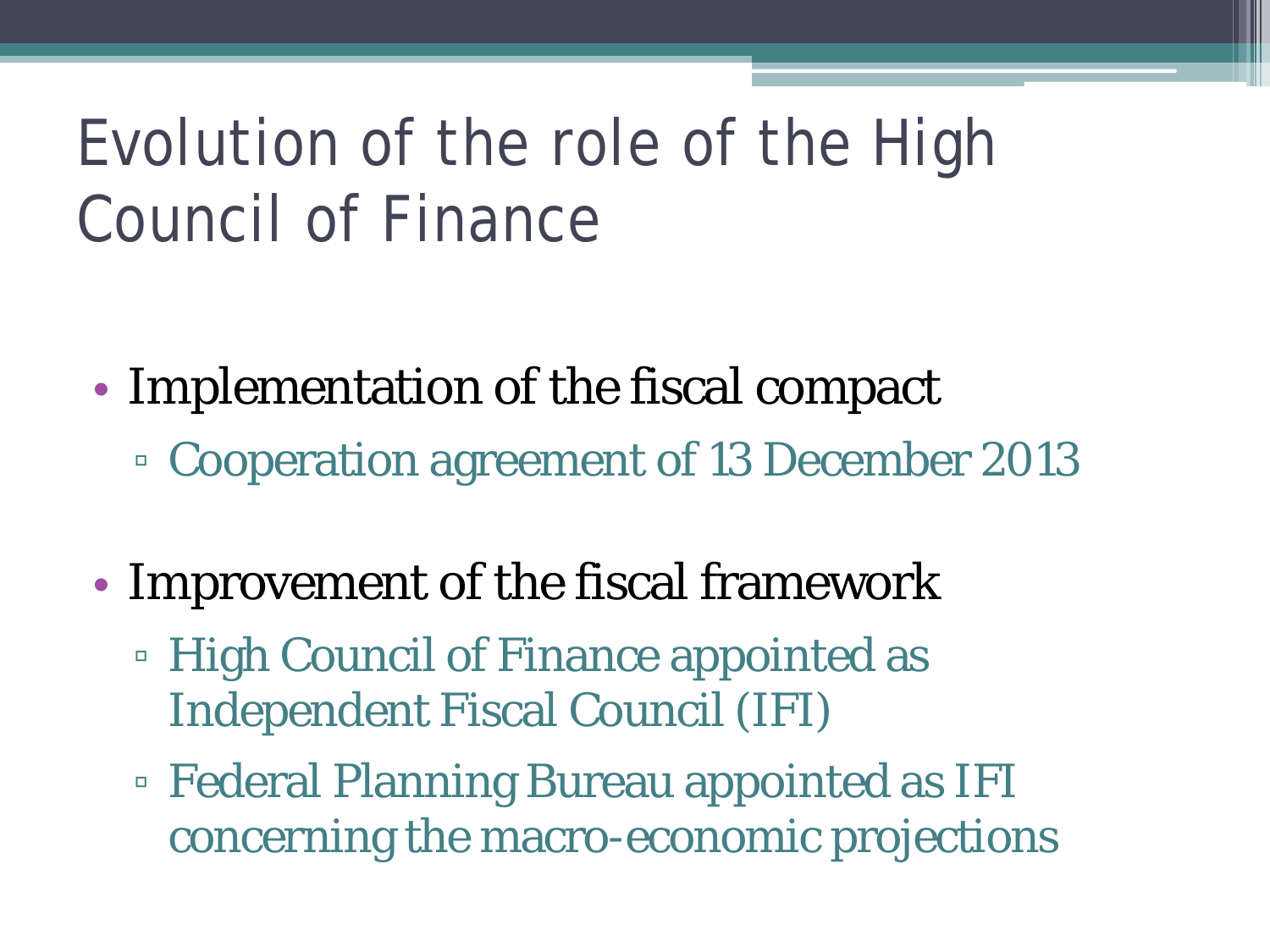# Evolution of the role of the High Council of Finance

- Implementation of the fiscal compact
  - Cooperation agreement of 13 December 2013
- Improvement of the fiscal framework
  - High Council of Finance appointed as Independent Fiscal Council (IFI)
  - Federal Planning Bureau appointed as IFI concerning the macro-economic projections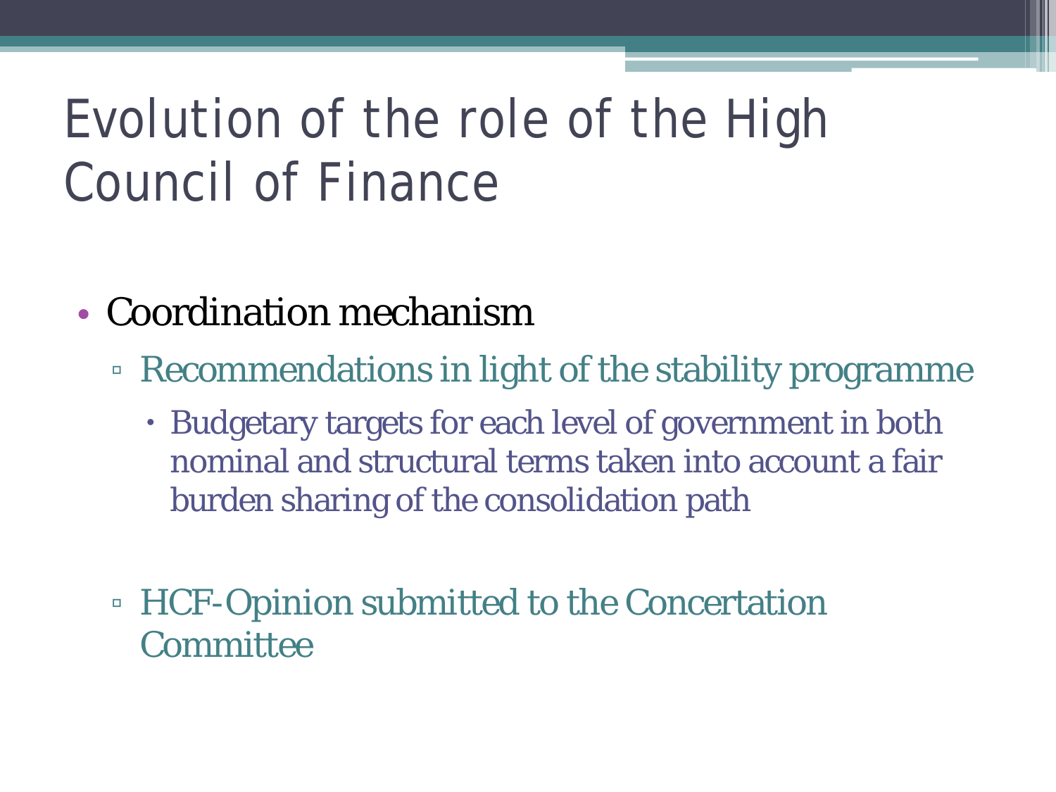# Evolution of the role of the High Council of Finance

- Coordination mechanism
  - Recommendations in light of the stability programme
    - Budgetary targets for each level of government in both nominal and structural terms taken into account a fair burden sharing of the consolidation path
  - HCF-Opinion submitted to the Concertation Committee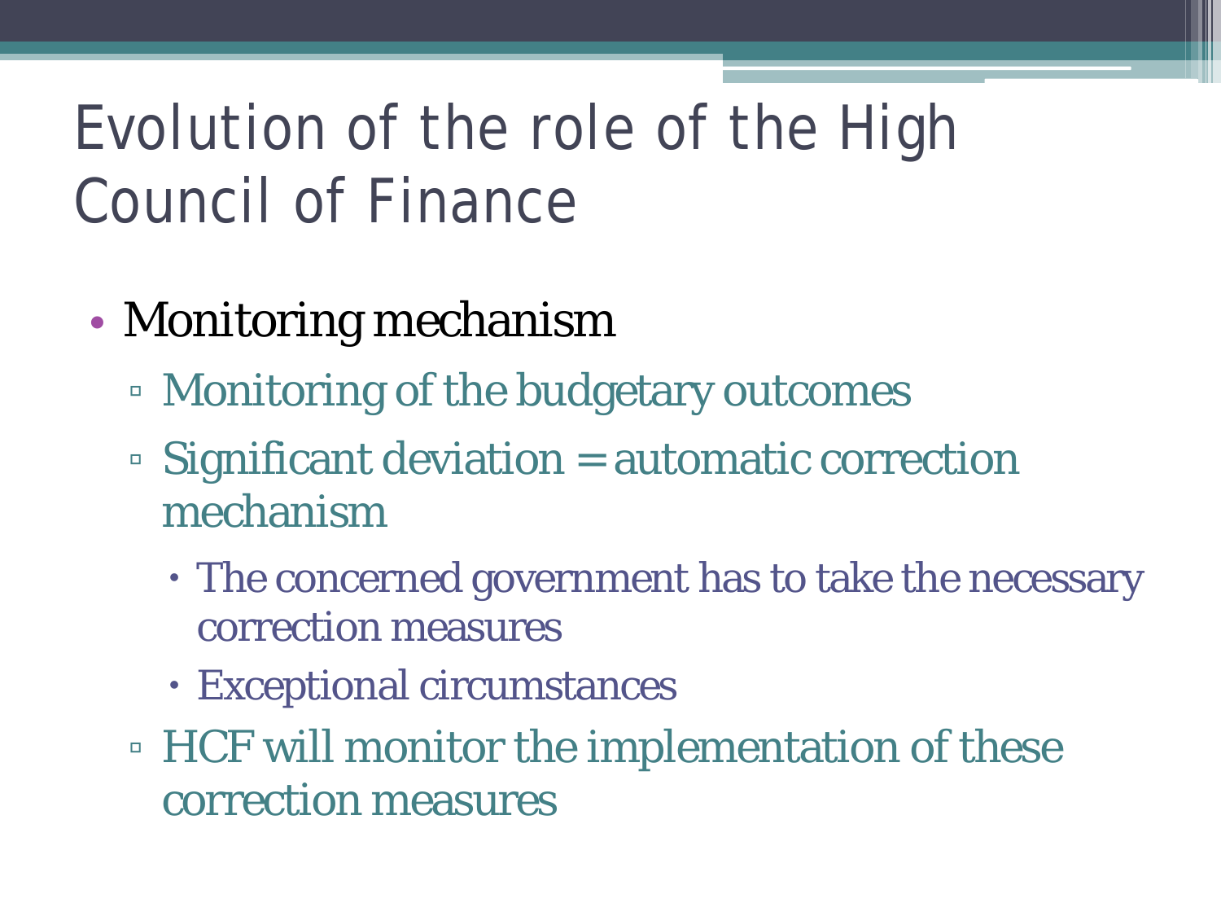# Evolution of the role of the High Council of Finance

- Monitoring mechanism
  - Monitoring of the budgetary outcomes
  - Significant deviation = automatic correction mechanism
    - The concerned government has to take the necessary correction measures
    - Exceptional circumstances
  - HCF will monitor the implementation of these correction measures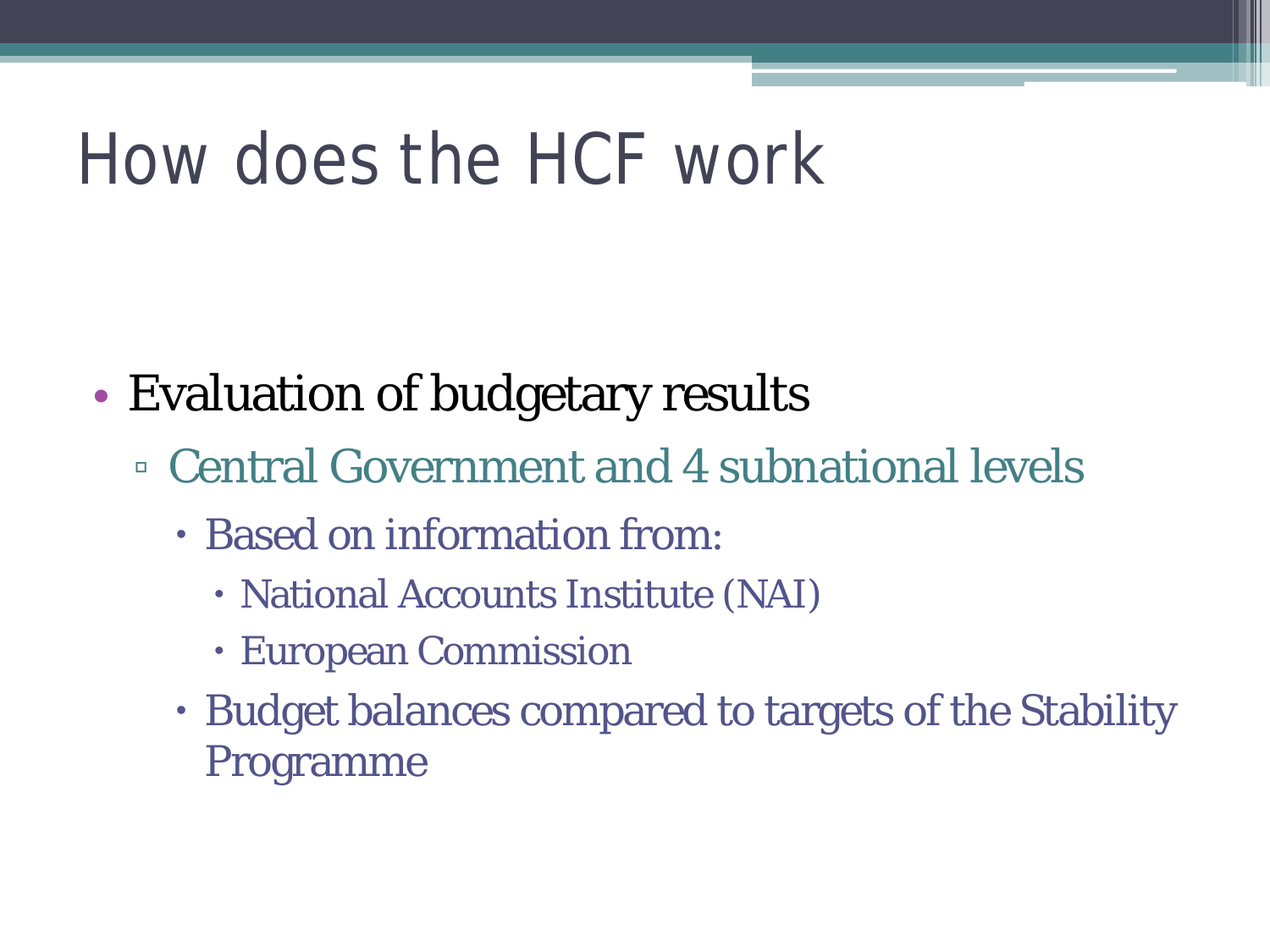# How does the HCF work

- Evaluation of budgetary results
  - Central Government and 4 subnational levels
    - Based on information from:
      - National Accounts Institute (NAI)
      - European Commission
    - Budget balances compared to targets of the Stability Programme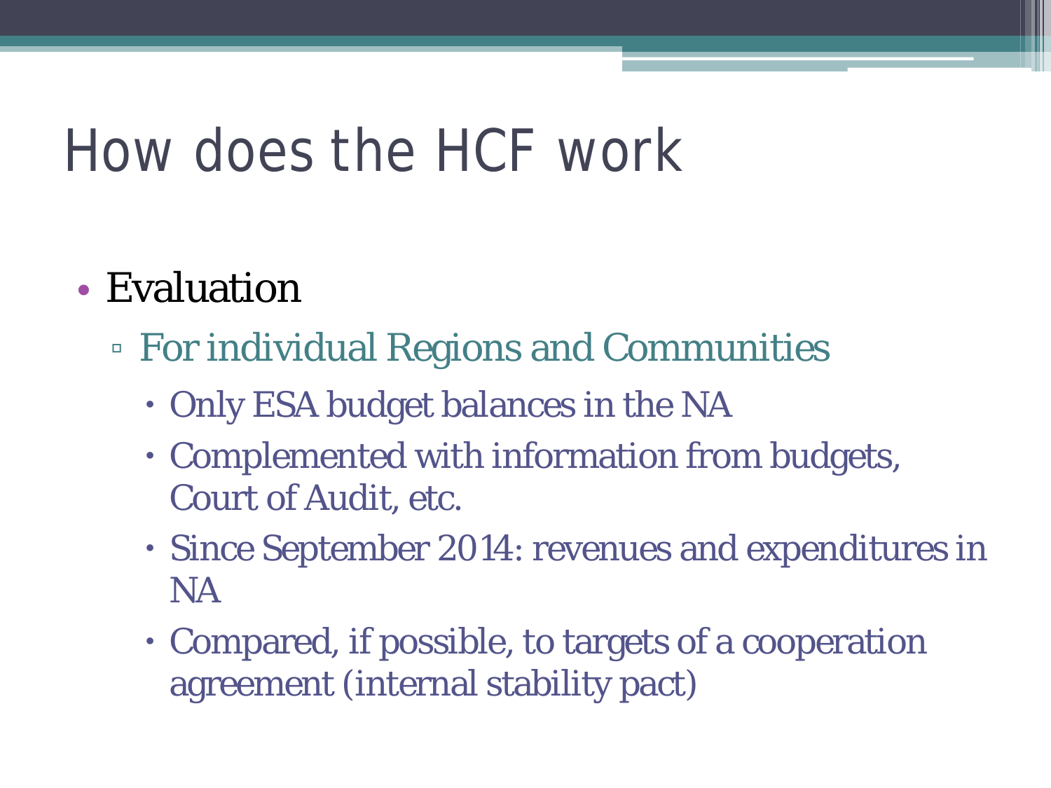# How does the HCF work

- Evaluation
  - For individual Regions and Communities
    - Only ESA budget balances in the NA
    - Complemented with information from budgets, Court of Audit, etc.
    - Since September 2014: revenues and expenditures in NA
    - Compared, if possible, to targets of a cooperation agreement (internal stability pact)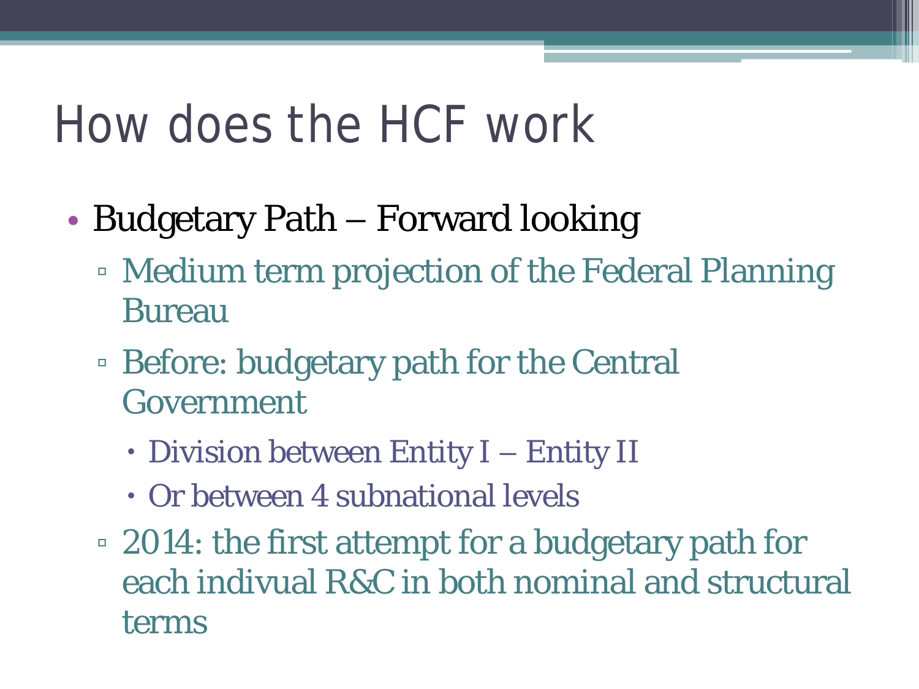# How does the HCF work

- Budgetary Path – Forward looking
  - Medium term projection of the Federal Planning Bureau
  - Before: budgetary path for the Central Government
    - Division between Entity I – Entity II
    - Or between 4 subnational levels
  - 2014: the first attempt for a budgetary path for each indivual R&C in both nominal and structural terms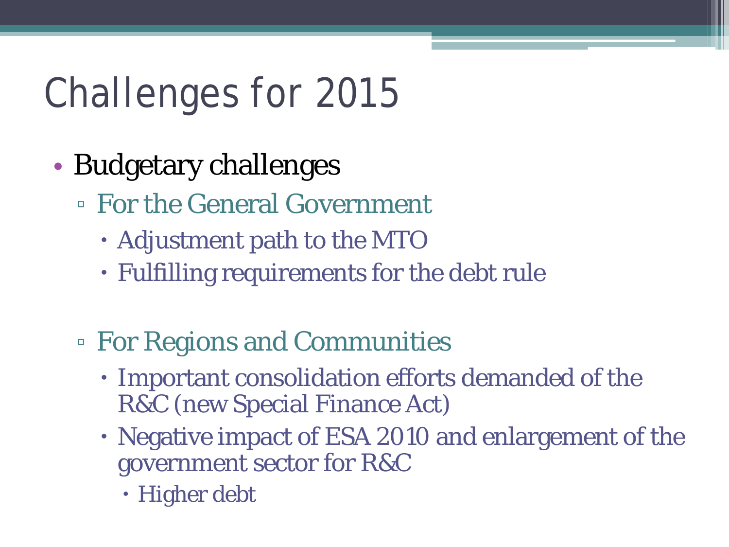# Challenges for 2015

- Budgetary challenges
  - For the General Government
    - Adjustment path to the MTO
    - Fulfilling requirements for the debt rule
  - For Regions and Communities
    - Important consolidation efforts demanded of the R&C (new Special Finance Act)
    - Negative impact of ESA 2010 and enlargement of the government sector for R&C
      - Higher debt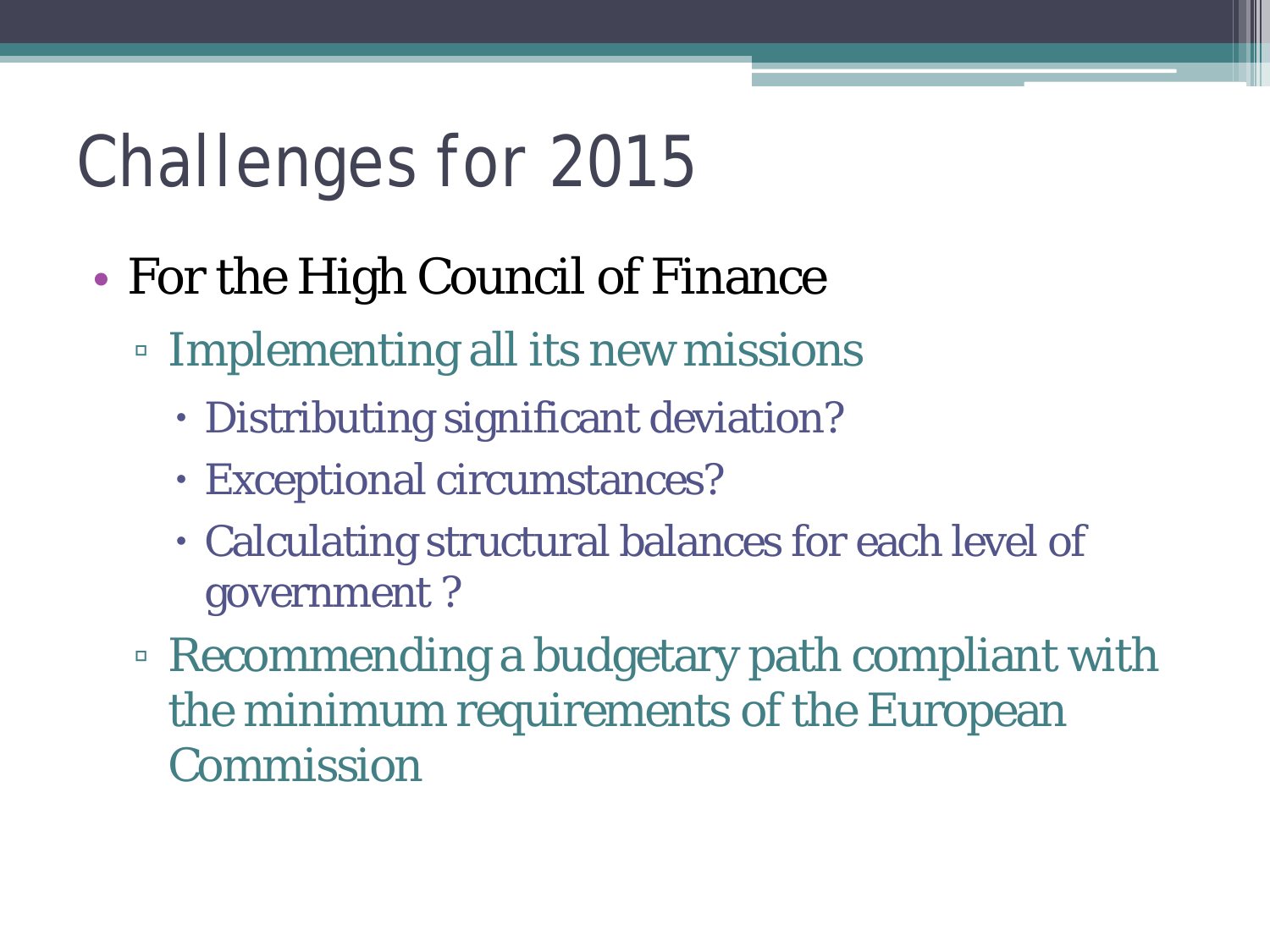# Challenges for 2015

- For the High Council of Finance
  - Implementing all its new missions
    - Distributing significant deviation?
    - Exceptional circumstances?
    - Calculating structural balances for each level of government ?
  - Recommending a budgetary path compliant with the minimum requirements of the European Commission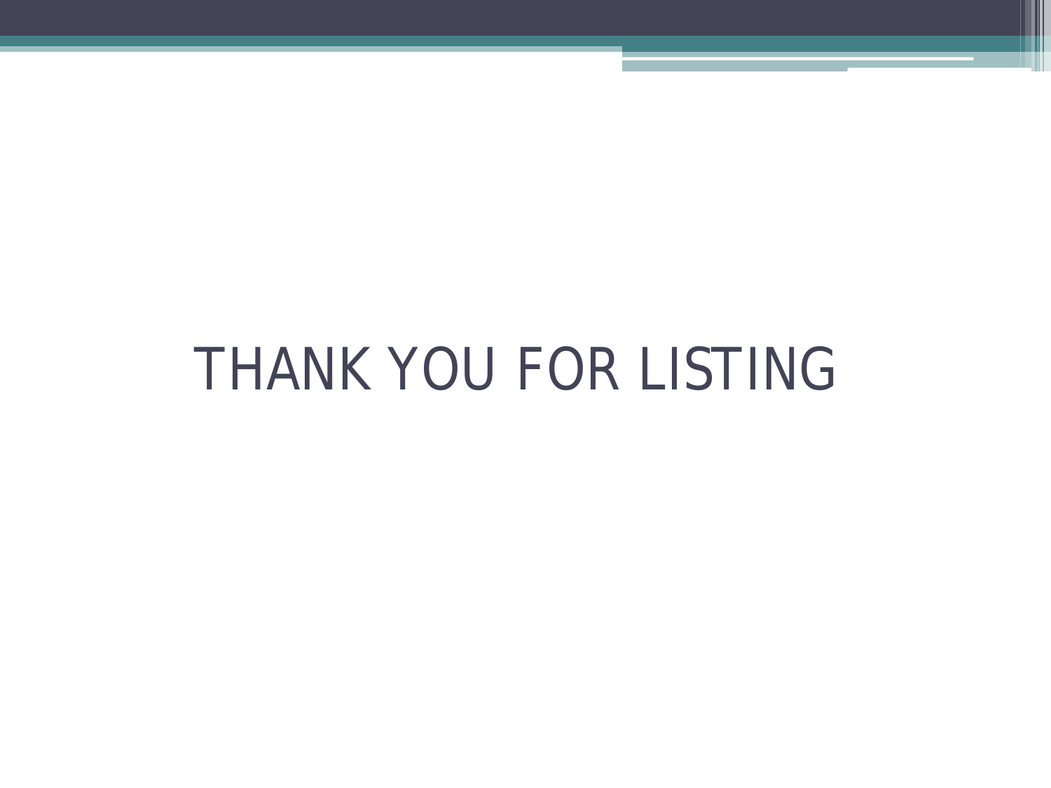# THANK YOU FOR LISTING